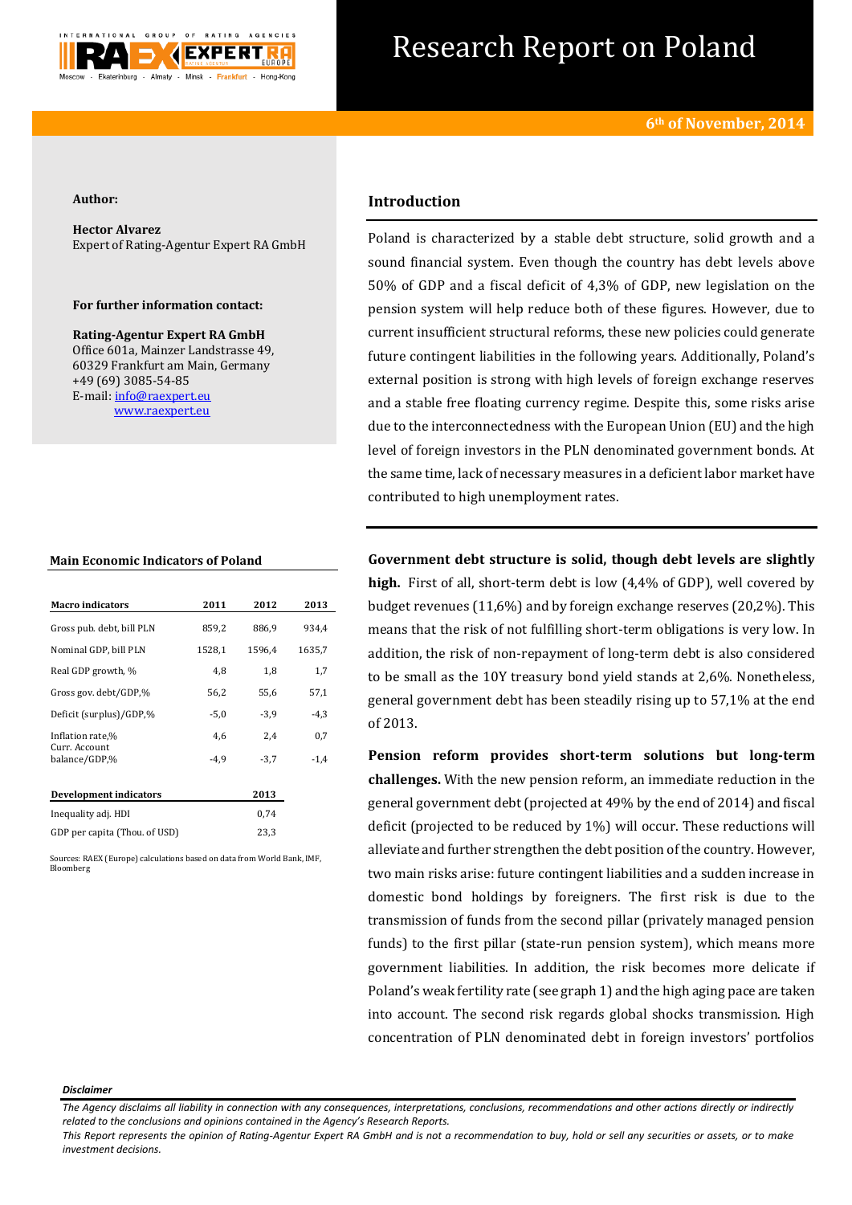# Research Report on Poland

**6th of November, 2014**

**Author:**

**Hector Alvarez**
Expert of Rating-Agentur Expert RA GmbH

**For further information contact:**

**Rating-Agentur Expert RA GmbH**
Office 601a, Mainzer Landstrasse 49,
60329 Frankfurt am Main, Germany
+49 (69) 3085-54-85
E-mail: info@raexpert.eu
www.raexpert.eu

## Introduction

Poland is characterized by a stable debt structure, solid growth and a sound financial system. Even though the country has debt levels above 50% of GDP and a fiscal deficit of 4,3% of GDP, new legislation on the pension system will help reduce both of these figures. However, due to current insufficient structural reforms, these new policies could generate future contingent liabilities in the following years. Additionally, Poland's external position is strong with high levels of foreign exchange reserves and a stable free floating currency regime. Despite this, some risks arise due to the interconnectedness with the European Union (EU) and the high level of foreign investors in the PLN denominated government bonds. At the same time, lack of necessary measures in a deficient labor market have contributed to high unemployment rates.

**Main Economic Indicators of Poland**

| Macro indicators | 2011 | 2012 | 2013 |
|---|---|---|---|
| Gross pub. debt, bill PLN | 859,2 | 886,9 | 934,4 |
| Nominal GDP, bill PLN | 1528,1 | 1596,4 | 1635,7 |
| Real GDP growth, % | 4,8 | 1,8 | 1,7 |
| Gross gov. debt/GDP,% | 56,2 | 55,6 | 57,1 |
| Deficit (surplus)/GDP,% | -5,0 | -3,9 | -4,3 |
| Inflation rate,% | 4,6 | 2,4 | 0,7 |
| Curr. Account balance/GDP,% | -4,9 | -3,7 | -1,4 |

| Development indicators | 2013 |
|---|---|
| Inequality adj. HDI | 0,74 |
| GDP per capita (Thou. of USD) | 23,3 |

Sources: RAEX (Europe) calculations based on data from World Bank, IMF, Bloomberg

**Government debt structure is solid, though debt levels are slightly high.** First of all, short-term debt is low (4,4% of GDP), well covered by budget revenues (11,6%) and by foreign exchange reserves (20,2%). This means that the risk of not fulfilling short-term obligations is very low. In addition, the risk of non-repayment of long-term debt is also considered to be small as the 10Y treasury bond yield stands at 2,6%. Nonetheless, general government debt has been steadily rising up to 57,1% at the end of 2013.

**Pension reform provides short-term solutions but long-term challenges.** With the new pension reform, an immediate reduction in the general government debt (projected at 49% by the end of 2014) and fiscal deficit (projected to be reduced by 1%) will occur. These reductions will alleviate and further strengthen the debt position of the country. However, two main risks arise: future contingent liabilities and a sudden increase in domestic bond holdings by foreigners. The first risk is due to the transmission of funds from the second pillar (privately managed pension funds) to the first pillar (state-run pension system), which means more government liabilities. In addition, the risk becomes more delicate if Poland's weak fertility rate (see graph 1) and the high aging pace are taken into account. The second risk regards global shocks transmission. High concentration of PLN denominated debt in foreign investors' portfolios

*Disclaimer*

*The Agency disclaims all liability in connection with any consequences, interpretations, conclusions, recommendations and other actions directly or indirectly related to the conclusions and opinions contained in the Agency's Research Reports.*
*This Report represents the opinion of Rating-Agentur Expert RA GmbH and is not a recommendation to buy, hold or sell any securities or assets, or to make investment decisions.*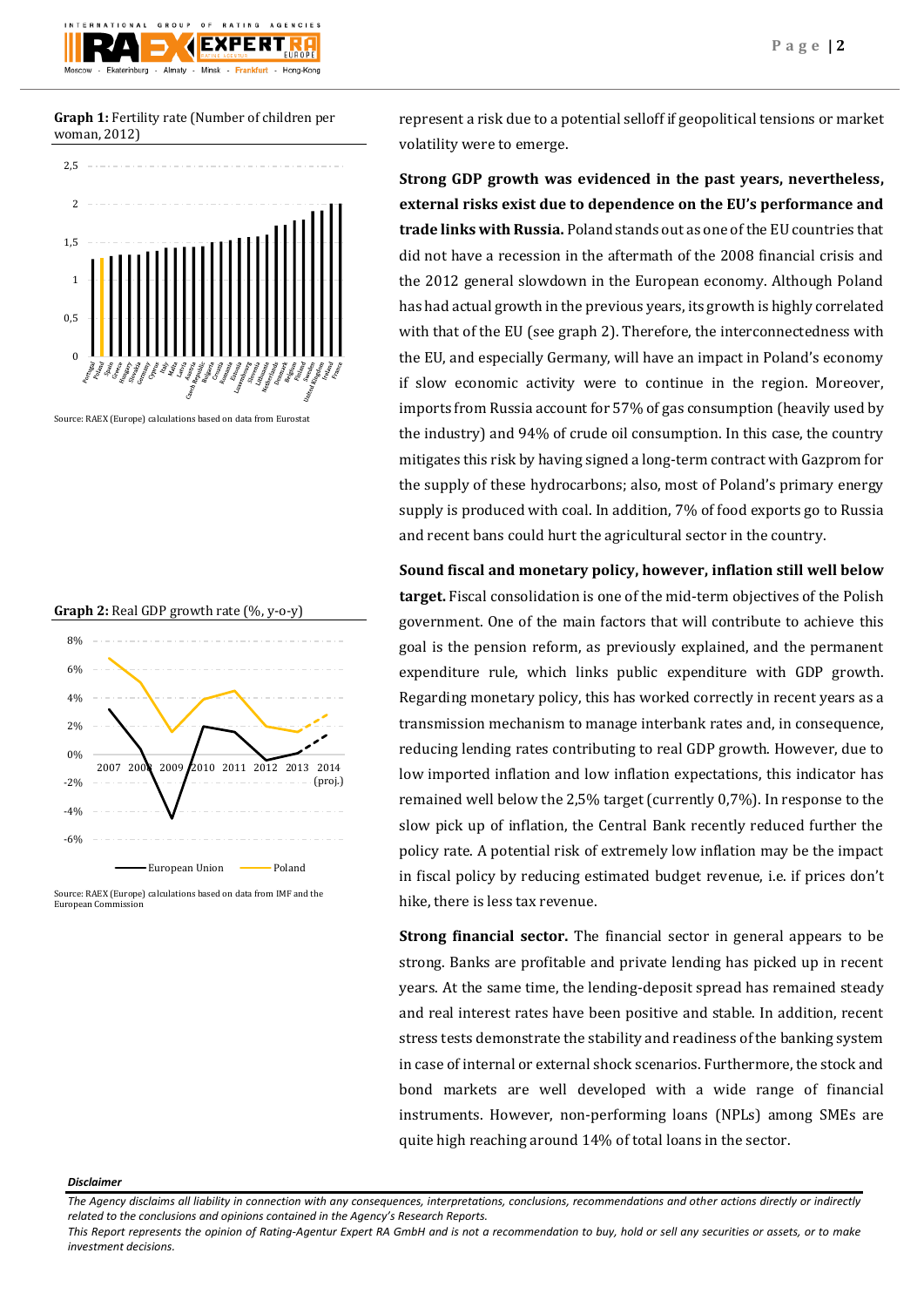**Graph 1:** Fertility rate (Number of children per woman, 2012)

Source: RAEX (Europe) calculations based on data from Eurostat

**Graph 2:** Real GDP growth rate (%, y-o-y)

Source: RAEX (Europe) calculations based on data from IMF and the European Commission

represent a risk due to a potential selloff if geopolitical tensions or market volatility were to emerge.

**Strong GDP growth was evidenced in the past years, nevertheless, external risks exist due to dependence on the EU's performance and trade links with Russia.** Poland stands out as one of the EU countries that did not have a recession in the aftermath of the 2008 financial crisis and the 2012 general slowdown in the European economy. Although Poland has had actual growth in the previous years, its growth is highly correlated with that of the EU (see graph 2). Therefore, the interconnectedness with the EU, and especially Germany, will have an impact in Poland's economy if slow economic activity were to continue in the region. Moreover, imports from Russia account for 57% of gas consumption (heavily used by the industry) and 94% of crude oil consumption. In this case, the country mitigates this risk by having signed a long-term contract with Gazprom for the supply of these hydrocarbons; also, most of Poland's primary energy supply is produced with coal. In addition, 7% of food exports go to Russia and recent bans could hurt the agricultural sector in the country.

**Sound fiscal and monetary policy, however, inflation still well below target.** Fiscal consolidation is one of the mid-term objectives of the Polish government. One of the main factors that will contribute to achieve this goal is the pension reform, as previously explained, and the permanent expenditure rule, which links public expenditure with GDP growth. Regarding monetary policy, this has worked correctly in recent years as a transmission mechanism to manage interbank rates and, in consequence, reducing lending rates contributing to real GDP growth. However, due to low imported inflation and low inflation expectations, this indicator has remained well below the 2,5% target (currently 0,7%). In response to the slow pick up of inflation, the Central Bank recently reduced further the policy rate. A potential risk of extremely low inflation may be the impact in fiscal policy by reducing estimated budget revenue, i.e. if prices don't hike, there is less tax revenue.

**Strong financial sector.** The financial sector in general appears to be strong. Banks are profitable and private lending has picked up in recent years. At the same time, the lending-deposit spread has remained steady and real interest rates have been positive and stable. In addition, recent stress tests demonstrate the stability and readiness of the banking system in case of internal or external shock scenarios. Furthermore, the stock and bond markets are well developed with a wide range of financial instruments. However, non-performing loans (NPLs) among SMEs are quite high reaching around 14% of total loans in the sector.

***Disclaimer***

*The Agency disclaims all liability in connection with any consequences, interpretations, conclusions, recommendations and other actions directly or indirectly related to the conclusions and opinions contained in the Agency's Research Reports.*
*This Report represents the opinion of Rating-Agentur Expert RA GmbH and is not a recommendation to buy, hold or sell any securities or assets, or to make investment decisions.*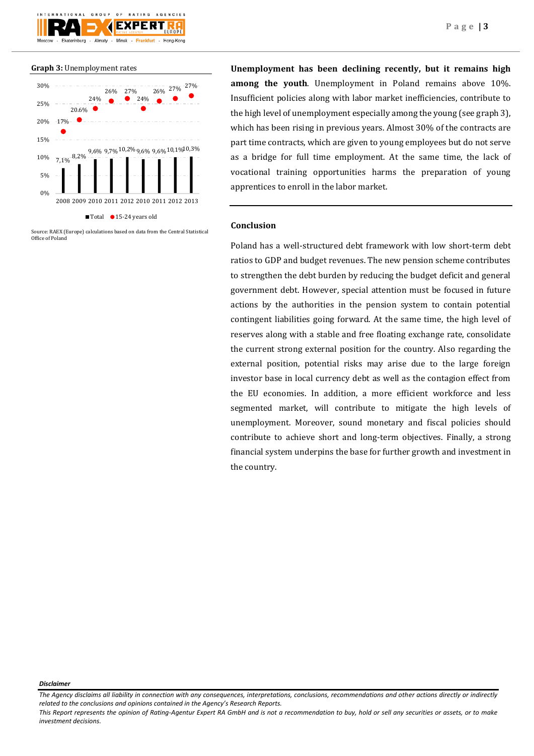**Graph 3:** Unemployment rates

30%
25%
20%
15%
10%
5%
0%

17%
20.6%
24%
26%
27%
24%
26%
27%
27%

7,1%
8,2%
9,6%
9,7%
10,2%
9,6%
9,6%
10,1%
10,3%

2008 2009 2010 2011 2012 2010 2011 2012 2013

Total
15-24 years old

Source: RAEX (Europe) calculations based on data from the Central Statistical Office of Poland

**Unemployment has been declining recently, but it remains high among the youth**. Unemployment in Poland remains above 10%. Insufficient policies along with labor market inefficiencies, contribute to the high level of unemployment especially among the young (see graph 3), which has been rising in previous years. Almost 30% of the contracts are part time contracts, which are given to young employees but do not serve as a bridge for full time employment. At the same time, the lack of vocational training opportunities harms the preparation of young apprentices to enroll in the labor market.

## Conclusion

Poland has a well-structured debt framework with low short-term debt ratios to GDP and budget revenues. The new pension scheme contributes to strengthen the debt burden by reducing the budget deficit and general government debt. However, special attention must be focused in future actions by the authorities in the pension system to contain potential contingent liabilities going forward. At the same time, the high level of reserves along with a stable and free floating exchange rate, consolidate the current strong external position for the country. Also regarding the external position, potential risks may arise due to the large foreign investor base in local currency debt as well as the contagion effect from the EU economies. In addition, a more efficient workforce and less segmented market, will contribute to mitigate the high levels of unemployment. Moreover, sound monetary and fiscal policies should contribute to achieve short and long-term objectives. Finally, a strong financial system underpins the base for further growth and investment in the country.

***Disclaimer***

*The Agency disclaims all liability in connection with any consequences, interpretations, conclusions, recommendations and other actions directly or indirectly related to the conclusions and opinions contained in the Agency's Research Reports.*

*This Report represents the opinion of Rating-Agentur Expert RA GmbH and is not a recommendation to buy, hold or sell any securities or assets, or to make investment decisions.*